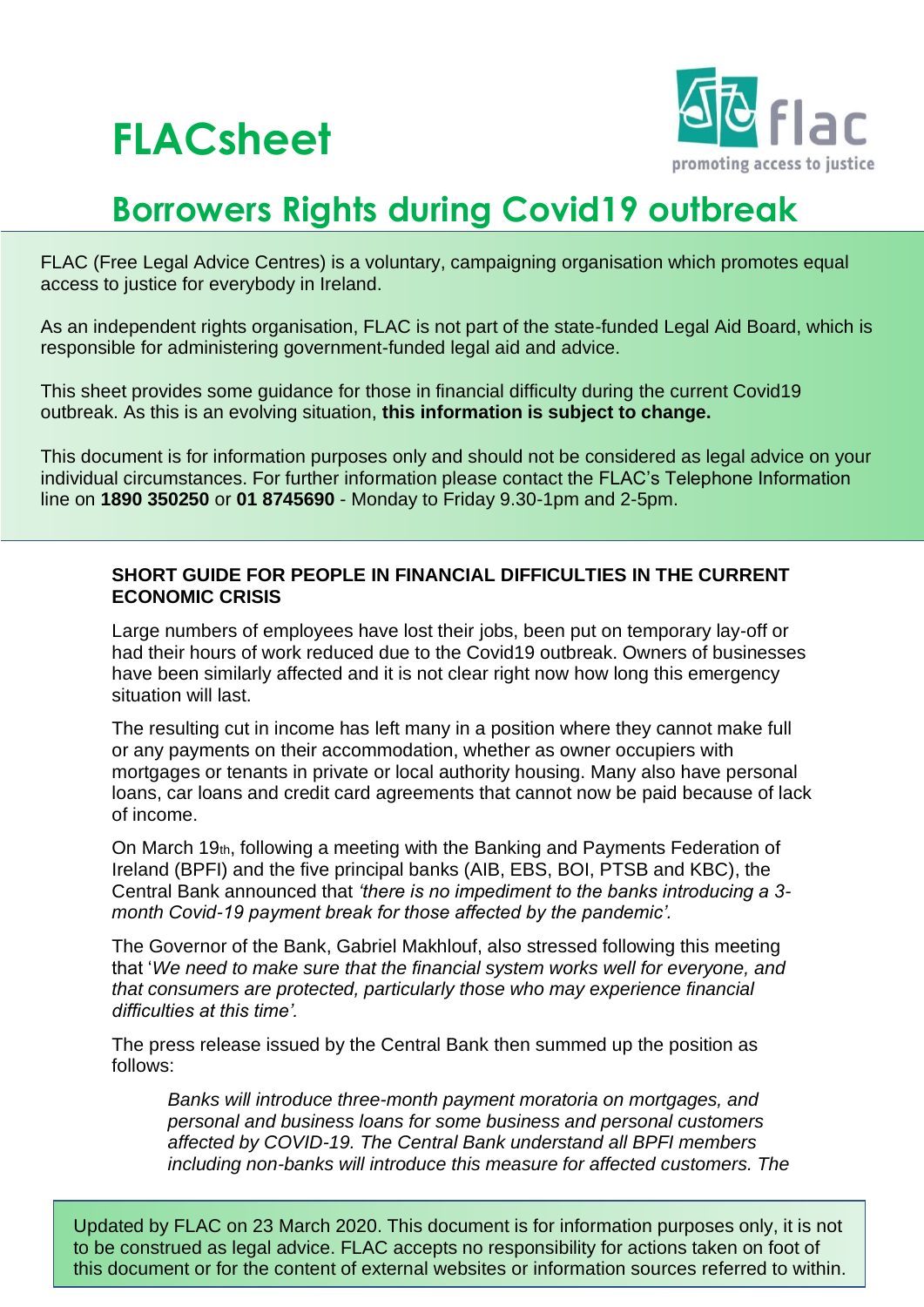# FLACsheet

flac
promoting access to justice

# Borrowers Rights during Covid19 outbreak

FLAC (Free Legal Advice Centres) is a voluntary, campaigning organisation which promotes equal access to justice for everybody in Ireland.

As an independent rights organisation, FLAC is not part of the state-funded Legal Aid Board, which is responsible for administering government-funded legal aid and advice.

This sheet provides some guidance for those in financial difficulty during the current Covid19 outbreak. As this is an evolving situation, **this information is subject to change.**

This document is for information purposes only and should not be considered as legal advice on your individual circumstances. For further information please contact the FLAC's Telephone Information line on **1890 350250** or **01 8745690** - Monday to Friday 9.30-1pm and 2-5pm.

## SHORT GUIDE FOR PEOPLE IN FINANCIAL DIFFICULTIES IN THE CURRENT ECONOMIC CRISIS

Large numbers of employees have lost their jobs, been put on temporary lay-off or had their hours of work reduced due to the Covid19 outbreak. Owners of businesses have been similarly affected and it is not clear right now how long this emergency situation will last.

The resulting cut in income has left many in a position where they cannot make full or any payments on their accommodation, whether as owner occupiers with mortgages or tenants in private or local authority housing. Many also have personal loans, car loans and credit card agreements that cannot now be paid because of lack of income.

On March 19th, following a meeting with the Banking and Payments Federation of Ireland (BPFI) and the five principal banks (AIB, EBS, BOI, PTSB and KBC), the Central Bank announced that *'there is no impediment to the banks introducing a 3-month Covid-19 payment break for those affected by the pandemic'.*

The Governor of the Bank, Gabriel Makhlouf, also stressed following this meeting that '*We need to make sure that the financial system works well for everyone, and that consumers are protected, particularly those who may experience financial difficulties at this time'.*

The press release issued by the Central Bank then summed up the position as follows:

> *Banks will introduce three-month payment moratoria on mortgages, and personal and business loans for some business and personal customers affected by COVID-19. The Central Bank understand all BPFI members including non-banks will introduce this measure for affected customers. The*

Updated by FLAC on 23 March 2020. This document is for information purposes only, it is not to be construed as legal advice. FLAC accepts no responsibility for actions taken on foot of this document or for the content of external websites or information sources referred to within.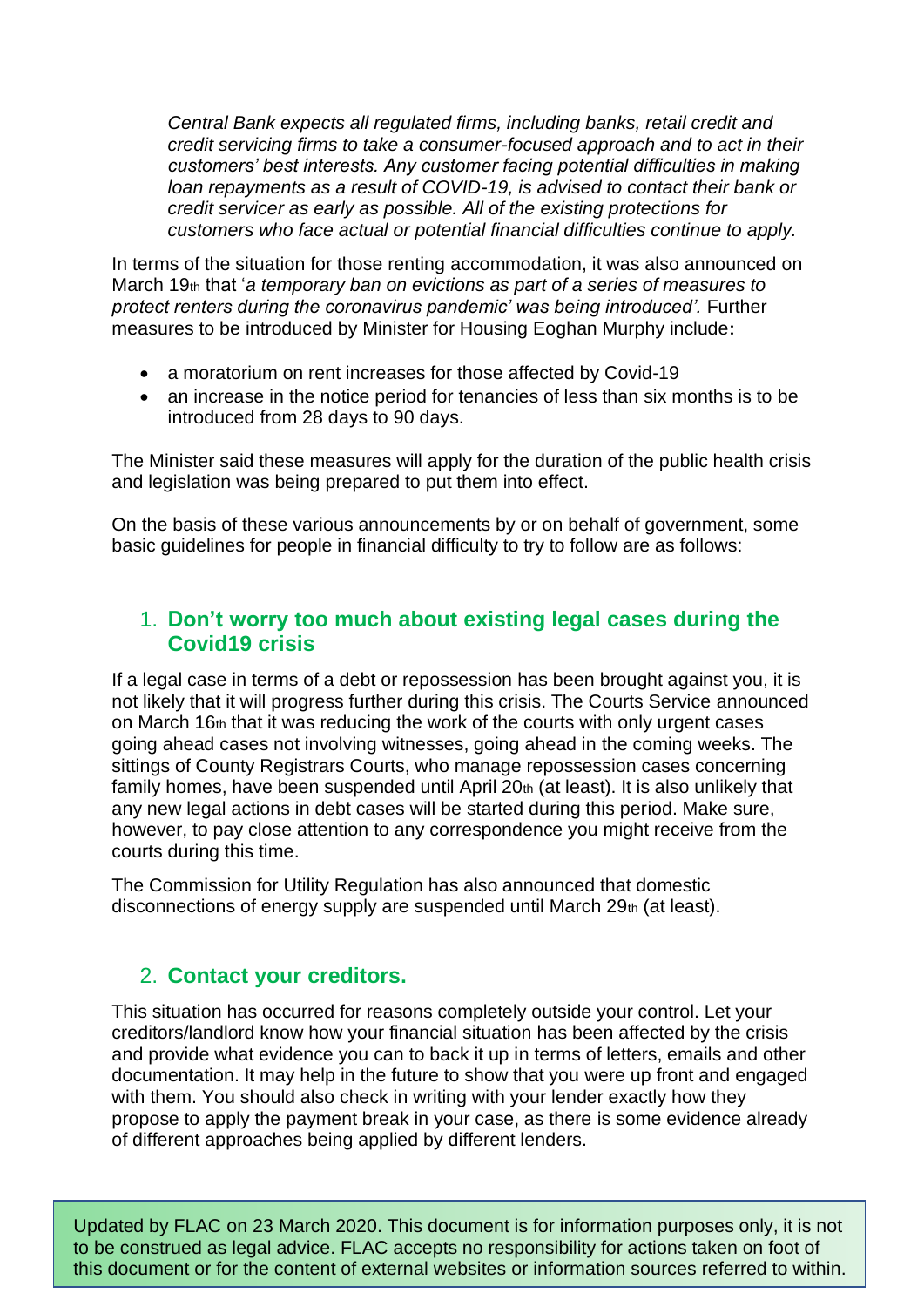*Central Bank expects all regulated firms, including banks, retail credit and credit servicing firms to take a consumer-focused approach and to act in their customers' best interests. Any customer facing potential difficulties in making loan repayments as a result of COVID-19, is advised to contact their bank or credit servicer as early as possible. All of the existing protections for customers who face actual or potential financial difficulties continue to apply.*

In terms of the situation for those renting accommodation, it was also announced on March 19th that '*a temporary ban on evictions as part of a series of measures to protect renters during the coronavirus pandemic' was being introduced'.* Further measures to be introduced by Minister for Housing Eoghan Murphy include**:**

- a moratorium on rent increases for those affected by Covid-19
- an increase in the notice period for tenancies of less than six months is to be introduced from 28 days to 90 days.

The Minister said these measures will apply for the duration of the public health crisis and legislation was being prepared to put them into effect.

On the basis of these various announcements by or on behalf of government, some basic guidelines for people in financial difficulty to try to follow are as follows:

## 1. Don't worry too much about existing legal cases during the Covid19 crisis

If a legal case in terms of a debt or repossession has been brought against you, it is not likely that it will progress further during this crisis. The Courts Service announced on March 16th that it was reducing the work of the courts with only urgent cases going ahead cases not involving witnesses, going ahead in the coming weeks. The sittings of County Registrars Courts, who manage repossession cases concerning family homes, have been suspended until April 20th (at least). It is also unlikely that any new legal actions in debt cases will be started during this period. Make sure, however, to pay close attention to any correspondence you might receive from the courts during this time.

The Commission for Utility Regulation has also announced that domestic disconnections of energy supply are suspended until March 29th (at least).

## 2. Contact your creditors.

This situation has occurred for reasons completely outside your control. Let your creditors/landlord know how your financial situation has been affected by the crisis and provide what evidence you can to back it up in terms of letters, emails and other documentation. It may help in the future to show that you were up front and engaged with them. You should also check in writing with your lender exactly how they propose to apply the payment break in your case, as there is some evidence already of different approaches being applied by different lenders.

Updated by FLAC on 23 March 2020. This document is for information purposes only, it is not to be construed as legal advice. FLAC accepts no responsibility for actions taken on foot of this document or for the content of external websites or information sources referred to within.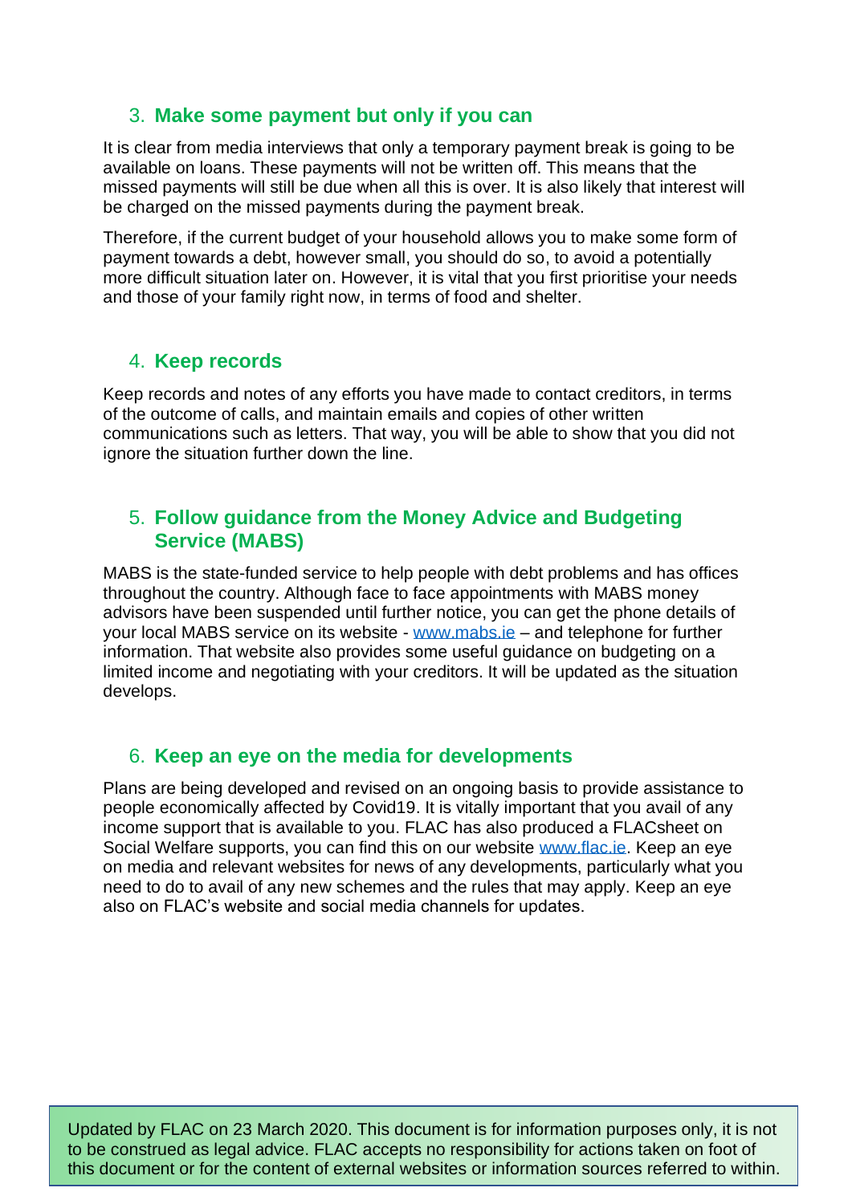## 3. Make some payment but only if you can

It is clear from media interviews that only a temporary payment break is going to be available on loans. These payments will not be written off. This means that the missed payments will still be due when all this is over. It is also likely that interest will be charged on the missed payments during the payment break.

Therefore, if the current budget of your household allows you to make some form of payment towards a debt, however small, you should do so, to avoid a potentially more difficult situation later on. However, it is vital that you first prioritise your needs and those of your family right now, in terms of food and shelter.

## 4. Keep records

Keep records and notes of any efforts you have made to contact creditors, in terms of the outcome of calls, and maintain emails and copies of other written communications such as letters. That way, you will be able to show that you did not ignore the situation further down the line.

## 5. Follow guidance from the Money Advice and Budgeting Service (MABS)

MABS is the state-funded service to help people with debt problems and has offices throughout the country. Although face to face appointments with MABS money advisors have been suspended until further notice, you can get the phone details of your local MABS service on its website - [www.mabs.ie](http://www.mabs.ie) – and telephone for further information. That website also provides some useful guidance on budgeting on a limited income and negotiating with your creditors. It will be updated as the situation develops.

## 6. Keep an eye on the media for developments

Plans are being developed and revised on an ongoing basis to provide assistance to people economically affected by Covid19. It is vitally important that you avail of any income support that is available to you. FLAC has also produced a FLACsheet on Social Welfare supports, you can find this on our website [www.flac.ie](http://www.flac.ie). Keep an eye on media and relevant websites for news of any developments, particularly what you need to do to avail of any new schemes and the rules that may apply. Keep an eye also on FLAC's website and social media channels for updates.

Updated by FLAC on 23 March 2020. This document is for information purposes only, it is not to be construed as legal advice. FLAC accepts no responsibility for actions taken on foot of this document or for the content of external websites or information sources referred to within.